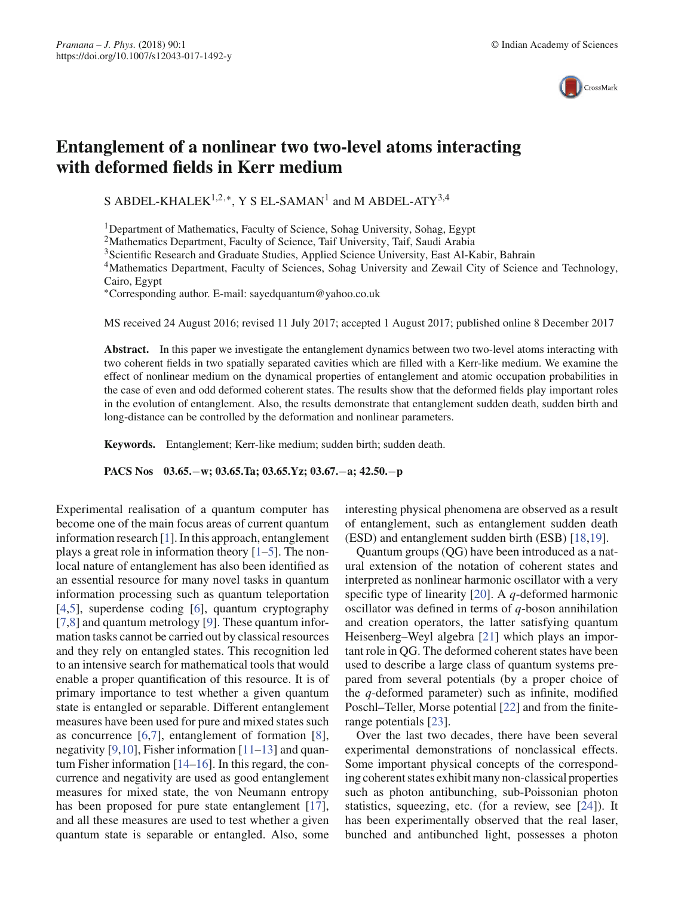# Entanglement of a nonlinear two two-level atoms interacting with deformed fields in Kerr medium

S ABDEL-KHALEK[1,2,*], Y S EL-SAMAN[1] and M ABDEL-ATY[3,4]

[1]Department of Mathematics, Faculty of Science, Sohag University, Sohag, Egypt
[2]Mathematics Department, Faculty of Science, Taif University, Taif, Saudi Arabia
[3]Scientific Research and Graduate Studies, Applied Science University, East Al-Kabir, Bahrain
[4]Mathematics Department, Faculty of Sciences, Sohag University and Zewail City of Science and Technology, Cairo, Egypt
*Corresponding author. E-mail: sayedquantum@yahoo.co.uk

MS received 24 August 2016; revised 11 July 2017; accepted 1 August 2017; published online 8 December 2017

**Abstract.** In this paper we investigate the entanglement dynamics between two two-level atoms interacting with two coherent fields in two spatially separated cavities which are filled with a Kerr-like medium. We examine the effect of nonlinear medium on the dynamical properties of entanglement and atomic occupation probabilities in the case of even and odd deformed coherent states. The results show that the deformed fields play important roles in the evolution of entanglement. Also, the results demonstrate that entanglement sudden death, sudden birth and long-distance can be controlled by the deformation and nonlinear parameters.

**Keywords.** Entanglement; Kerr-like medium; sudden birth; sudden death.

**PACS Nos** 03.65.−w; 03.65.Ta; 03.65.Yz; 03.67.−a; 42.50.−p

Experimental realisation of a quantum computer has become one of the main focus areas of current quantum information research [1]. In this approach, entanglement plays a great role in information theory [1–5]. The non-local nature of entanglement has also been identified as an essential resource for many novel tasks in quantum information processing such as quantum teleportation [4,5], superdense coding [6], quantum cryptography [7,8] and quantum metrology [9]. These quantum information tasks cannot be carried out by classical resources and they rely on entangled states. This recognition led to an intensive search for mathematical tools that would enable a proper quantification of this resource. It is of primary importance to test whether a given quantum state is entangled or separable. Different entanglement measures have been used for pure and mixed states such as concurrence [6,7], entanglement of formation [8], negativity [9,10], Fisher information [11–13] and quantum Fisher information [14–16]. In this regard, the concurrence and negativity are used as good entanglement measures for mixed state, the von Neumann entropy has been proposed for pure state entanglement [17], and all these measures are used to test whether a given quantum state is separable or entangled. Also, some interesting physical phenomena are observed as a result of entanglement, such as entanglement sudden death (ESD) and entanglement sudden birth (ESB) [18,19].

Quantum groups (QG) have been introduced as a natural extension of the notation of coherent states and interpreted as nonlinear harmonic oscillator with a very specific type of linearity [20]. A $q$-deformed harmonic oscillator was defined in terms of $q$-boson annihilation and creation operators, the latter satisfying quantum Heisenberg–Weyl algebra [21] which plays an important role in QG. The deformed coherent states have been used to describe a large class of quantum systems prepared from several potentials (by a proper choice of the $q$-deformed parameter) such as infinite, modified Poschl–Teller, Morse potential [22] and from the finite-range potentials [23].

Over the last two decades, there have been several experimental demonstrations of nonclassical effects. Some important physical concepts of the corresponding coherent states exhibit many non-classical properties such as photon antibunching, sub-Poissonian photon statistics, squeezing, etc. (for a review, see [24]). It has been experimentally observed that the real laser, bunched and antibunched light, possesses a photon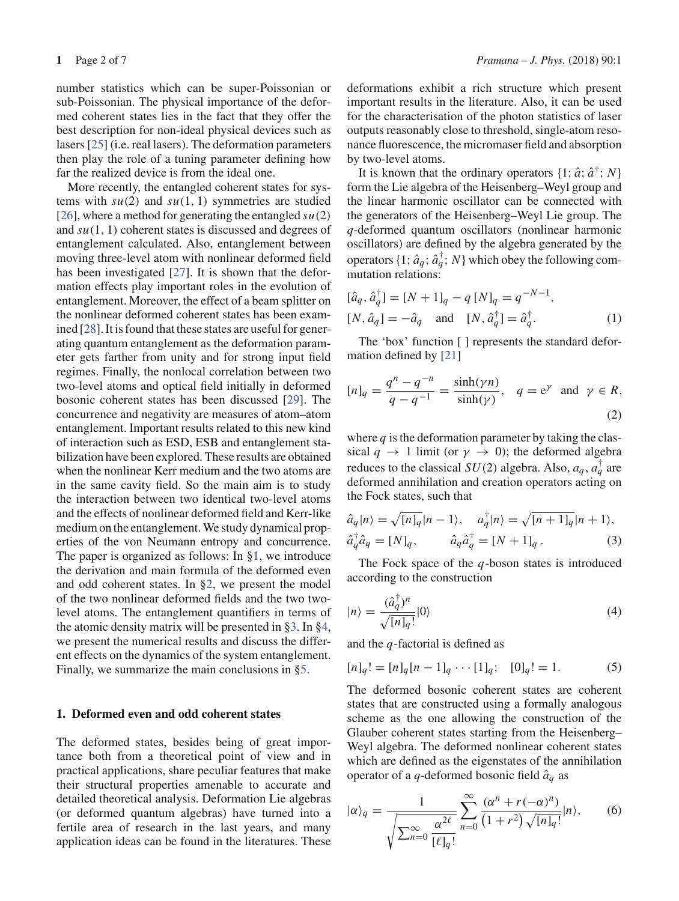number statistics which can be super-Poissonian or sub-Poissonian. The physical importance of the deformed coherent states lies in the fact that they offer the best description for non-ideal physical devices such as lasers [25] (i.e. real lasers). The deformation parameters then play the role of a tuning parameter defining how far the realized device is from the ideal one.

More recently, the entangled coherent states for systems with $su(2)$ and $su(1,1)$ symmetries are studied [26], where a method for generating the entangled $su(2)$ and $su(1,1)$ coherent states is discussed and degrees of entanglement calculated. Also, entanglement between moving three-level atom with nonlinear deformed field has been investigated [27]. It is shown that the deformation effects play important roles in the evolution of entanglement. Moreover, the effect of a beam splitter on the nonlinear deformed coherent states has been examined [28]. It is found that these states are useful for generating quantum entanglement as the deformation parameter gets farther from unity and for strong input field regimes. Finally, the nonlocal correlation between two two-level atoms and optical field initially in deformed bosonic coherent states has been discussed [29]. The concurrence and negativity are measures of atom–atom entanglement. Important results related to this new kind of interaction such as ESD, ESB and entanglement stabilization have been explored. These results are obtained when the nonlinear Kerr medium and the two atoms are in the same cavity field. So the main aim is to study the interaction between two identical two-level atoms and the effects of nonlinear deformed field and Kerr-like medium on the entanglement. We study dynamical properties of the von Neumann entropy and concurrence. The paper is organized as follows: In §1, we introduce the derivation and main formula of the deformed even and odd coherent states. In §2, we present the model of the two nonlinear deformed fields and the two two-level atoms. The entanglement quantifiers in terms of the atomic density matrix will be presented in §3. In §4, we present the numerical results and discuss the different effects on the dynamics of the system entanglement. Finally, we summarize the main conclusions in §5.

## 1. Deformed even and odd coherent states

The deformed states, besides being of great importance both from a theoretical point of view and in practical applications, share peculiar features that make their structural properties amenable to accurate and detailed theoretical analysis. Deformation Lie algebras (or deformed quantum algebras) have turned into a fertile area of research in the last years, and many application ideas can be found in the literatures. These deformations exhibit a rich structure which present important results in the literature. Also, it can be used for the characterisation of the photon statistics of laser outputs reasonably close to threshold, single-atom resonance fluorescence, the micromaser field and absorption by two-level atoms.

It is known that the ordinary operators $\{1; \hat{a}; \hat{a}^{\dagger}; N\}$ form the Lie algebra of the Heisenberg–Weyl group and the linear harmonic oscillator can be connected with the generators of the Heisenberg–Weyl Lie group. The $q$-deformed quantum oscillators (nonlinear harmonic oscillators) are defined by the algebra generated by the operators $\{1; \hat{a}_q; \hat{a}_q^{\dagger}; N\}$ which obey the following commutation relations:

$$
\begin{aligned}
&[\hat{a}_q, \hat{a}_q^{\dagger}] = [N+1]_q - q\,[N]_q = q^{-N-1},\\
&[N, \hat{a}_q] = -\hat{a}_q \quad \text{and} \quad [N, \hat{a}_q^{\dagger}] = \hat{a}_q^{\dagger}.
\end{aligned} \tag{1}
$$

The 'box' function [ ] represents the standard deformation defined by [21]

$$
[n]_q = \frac{q^n - q^{-n}}{q - q^{-1}} = \frac{\sinh(\gamma n)}{\sinh(\gamma)}, \quad q = \mathrm{e}^{\gamma} \quad \text{and} \quad \gamma \in R, \tag{2}
$$

where $q$ is the deformation parameter by taking the classical $q \to 1$ limit (or $\gamma \to 0$); the deformed algebra reduces to the classical $SU(2)$ algebra. Also, $a_q, a_q^{\dagger}$ are deformed annihilation and creation operators acting on the Fock states, such that

$$
\begin{aligned}
&\hat{a}_q|n\rangle = \sqrt{[n]_q}|n-1\rangle, \quad a_q^{\dagger}|n\rangle = \sqrt{[n+1]_q}|n+1\rangle,\\
&\hat{a}_q^{\dagger}\hat{a}_q = [N]_q, \qquad \hat{a}_q\hat{a}_q^{\dagger} = [N+1]_q\,.
\end{aligned} \tag{3}
$$

The Fock space of the $q$-boson states is introduced according to the construction

$$
|n\rangle = \frac{(\hat{a}_q^{\dagger})^n}{\sqrt{[n]_q!}}|0\rangle \tag{4}
$$

and the $q$-factorial is defined as

$$
[n]_q! = [n]_q[n-1]_q \cdots [1]_q; \quad [0]_q! = 1. \tag{5}
$$

The deformed bosonic coherent states are coherent states that are constructed using a formally analogous scheme as the one allowing the construction of the Glauber coherent states starting from the Heisenberg–Weyl algebra. The deformed nonlinear coherent states which are defined as the eigenstates of the annihilation operator of a $q$-deformed bosonic field $\hat{a}_q$ as

$$
|\alpha\rangle_q = \frac{1}{\sqrt{\sum_{n=0}^{\infty} \dfrac{\alpha^{2\ell}}{[\ell]_q!}}} \sum_{n=0}^{\infty} \frac{(\alpha^n + r(-\alpha)^n)}{\left(1+r^2\right)\sqrt{[n]_q!}}|n\rangle, \tag{6}
$$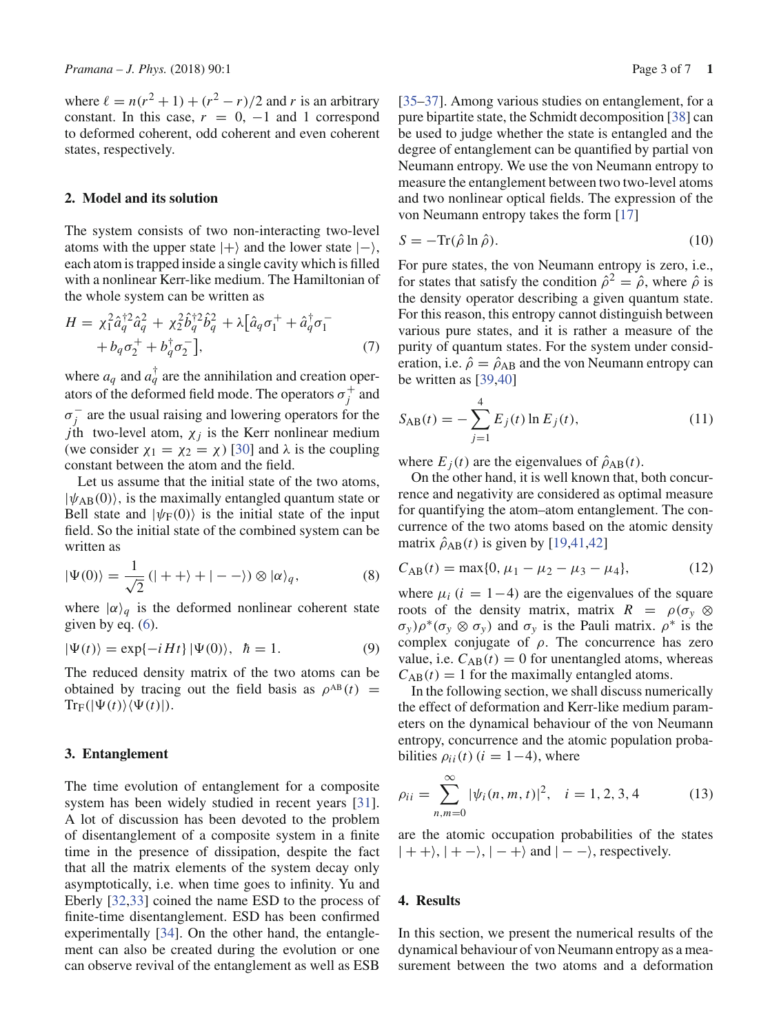where $\ell = n(r^2+1) + (r^2-r)/2$ and $r$ is an arbitrary constant. In this case, $r = 0, -1$ and $1$ correspond to deformed coherent, odd coherent and even coherent states, respectively.

## 2. Model and its solution

The system consists of two non-interacting two-level atoms with the upper state $|+\rangle$ and the lower state $|-\rangle$, each atom is trapped inside a single cavity which is filled with a nonlinear Kerr-like medium. The Hamiltonian of the whole system can be written as

$$H = \chi_1^2 \hat{a}_q^{\dagger 2} \hat{a}_q^2 + \chi_2^2 \hat{b}_q^{\dagger 2} \hat{b}_q^2 + \lambda\big[\hat{a}_q \sigma_1^+ + \hat{a}_q^\dagger \sigma_1^- + b_q \sigma_2^+ + b_q^\dagger \sigma_2^-\big], \tag{7}$$

where $a_q$ and $a_q^\dagger$ are the annihilation and creation operators of the deformed field mode. The operators $\sigma_j^+$ and $\sigma_j^-$ are the usual raising and lowering operators for the $j$th two-level atom, $\chi_j$ is the Kerr nonlinear medium (we consider $\chi_1 = \chi_2 = \chi$) [30] and $\lambda$ is the coupling constant between the atom and the field.

Let us assume that the initial state of the two atoms, $|\psi_{\mathrm{AB}}(0)\rangle$, is the maximally entangled quantum state or Bell state and $|\psi_{\mathrm{F}}(0)\rangle$ is the initial state of the input field. So the initial state of the combined system can be written as

$$|\Psi(0)\rangle = \frac{1}{\sqrt{2}}\left(|++\rangle + |--\rangle\right) \otimes |\alpha\rangle_q, \tag{8}$$

where $|\alpha\rangle_q$ is the deformed nonlinear coherent state given by eq. (6).

$$|\Psi(t)\rangle = \exp\{-iHt\}\,|\Psi(0)\rangle, \quad \hbar = 1. \tag{9}$$

The reduced density matrix of the two atoms can be obtained by tracing out the field basis as $\rho^{\mathrm{AB}}(t) = \mathrm{Tr}_{\mathrm{F}}(|\Psi(t)\rangle\langle\Psi(t)|)$.

## 3. Entanglement

The time evolution of entanglement for a composite system has been widely studied in recent years [31]. A lot of discussion has been devoted to the problem of disentanglement of a composite system in a finite time in the presence of dissipation, despite the fact that all the matrix elements of the system decay only asymptotically, i.e. when time goes to infinity. Yu and Eberly [32,33] coined the name ESD to the process of finite-time disentanglement. ESD has been confirmed experimentally [34]. On the other hand, the entanglement can also be created during the evolution or one can observe revival of the entanglement as well as ESB [35–37]. Among various studies on entanglement, for a pure bipartite state, the Schmidt decomposition [38] can be used to judge whether the state is entangled and the degree of entanglement can be quantified by partial von Neumann entropy. We use the von Neumann entropy to measure the entanglement between two two-level atoms and two nonlinear optical fields. The expression of the von Neumann entropy takes the form [17]

$$S = -\mathrm{Tr}(\hat{\rho} \ln \hat{\rho}). \tag{10}$$

For pure states, the von Neumann entropy is zero, i.e., for states that satisfy the condition $\hat{\rho}^2 = \hat{\rho}$, where $\hat{\rho}$ is the density operator describing a given quantum state. For this reason, this entropy cannot distinguish between various pure states, and it is rather a measure of the purity of quantum states. For the system under consideration, i.e. $\hat{\rho} = \hat{\rho}_{\mathrm{AB}}$ and the von Neumann entropy can be written as [39,40]

$$S_{\mathrm{AB}}(t) = -\sum_{j=1}^{4} E_j(t) \ln E_j(t), \tag{11}$$

where $E_j(t)$ are the eigenvalues of $\hat{\rho}_{\mathrm{AB}}(t)$.

On the other hand, it is well known that, both concurrence and negativity are considered as optimal measure for quantifying the atom–atom entanglement. The concurrence of the two atoms based on the atomic density matrix $\hat{\rho}_{\mathrm{AB}}(t)$ is given by [19,41,42]

$$C_{\mathrm{AB}}(t) = \max\{0, \mu_1 - \mu_2 - \mu_3 - \mu_4\}, \tag{12}$$

where $\mu_i$ $(i = 1-4)$ are the eigenvalues of the square roots of the density matrix, matrix $R = \rho(\sigma_y \otimes \sigma_y)\rho^*(\sigma_y \otimes \sigma_y)$ and $\sigma_y$ is the Pauli matrix. $\rho^*$ is the complex conjugate of $\rho$. The concurrence has zero value, i.e. $C_{\mathrm{AB}}(t) = 0$ for unentangled atoms, whereas $C_{\mathrm{AB}}(t) = 1$ for the maximally entangled atoms.

In the following section, we shall discuss numerically the effect of deformation and Kerr-like medium parameters on the dynamical behaviour of the von Neumann entropy, concurrence and the atomic population probabilities $\rho_{ii}(t)$ $(i = 1-4)$, where

$$\rho_{ii} = \sum_{n,m=0}^{\infty} |\psi_i(n, m, t)|^2, \quad i = 1, 2, 3, 4 \tag{13}$$

are the atomic occupation probabilities of the states $|++\rangle$, $|+-\rangle$, $|-+\rangle$ and $|--\rangle$, respectively.

## 4. Results

In this section, we present the numerical results of the dynamical behaviour of von Neumann entropy as a measurement between the two atoms and a deformation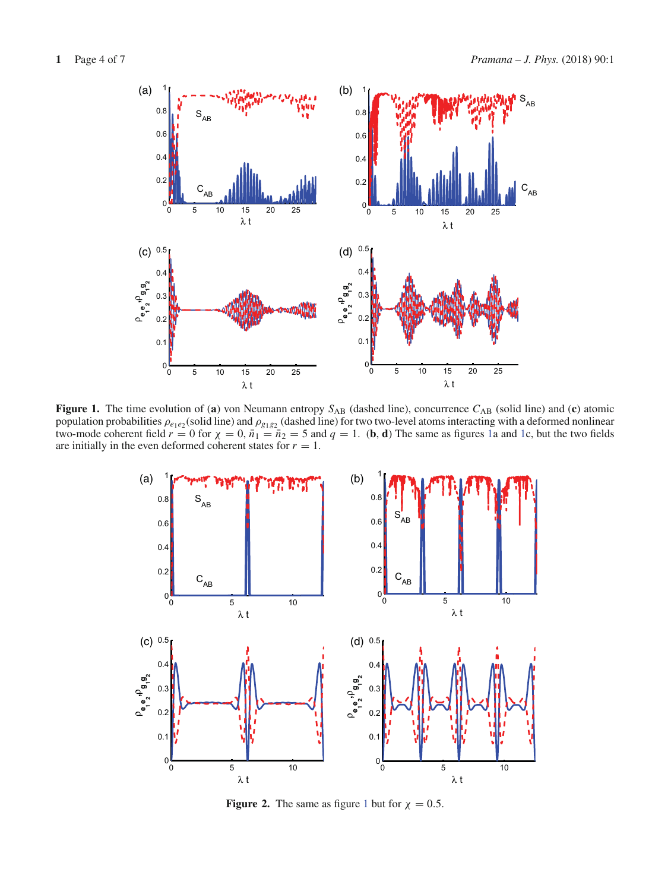**Figure 1.** The time evolution of (**a**) von Neumann entropy $S_{AB}$ (dashed line), concurrence $C_{AB}$ (solid line) and (**c**) atomic population probabilities $\rho_{e_1e_2}$(solid line) and $\rho_{g_1g_2}$ (dashed line) for two two-level atoms interacting with a deformed nonlinear two-mode coherent field $r = 0$ for $\chi = 0$, $\bar{n}_1 = \bar{n}_2 = 5$ and $q = 1$. (**b**, **d**) The same as figures 1a and 1c, but the two fields are initially in the even deformed coherent states for $r = 1$.

**Figure 2.** The same as figure 1 but for $\chi = 0.5$.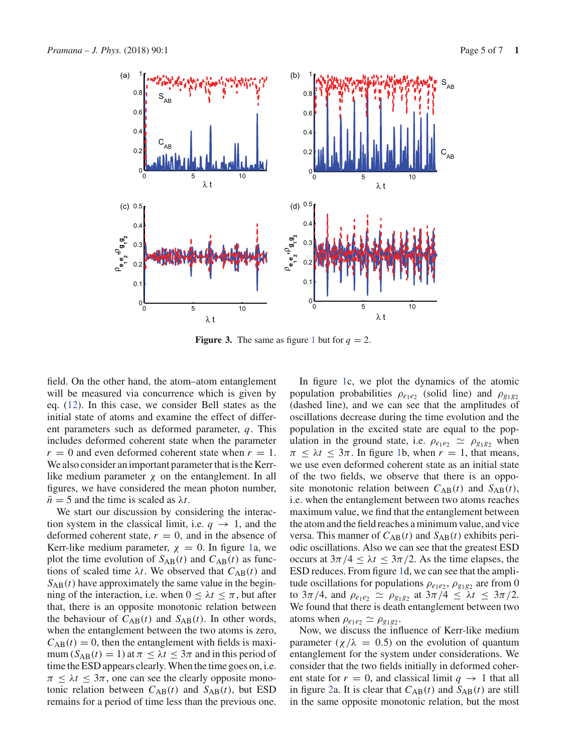**Figure 3.** The same as figure 1 but for $q = 2$.

field. On the other hand, the atom–atom entanglement will be measured via concurrence which is given by eq. (12). In this case, we consider Bell states as the initial state of atoms and examine the effect of different parameters such as deformed parameter, $q$. This includes deformed coherent state when the parameter $r = 0$ and even deformed coherent state when $r = 1$. We also consider an important parameter that is the Kerr-like medium parameter $\chi$ on the entanglement. In all figures, we have considered the mean photon number, $\bar{n} = 5$ and the time is scaled as $\lambda t$.

We start our discussion by considering the interaction system in the classical limit, i.e. $q \to 1$, and the deformed coherent state, $r = 0$, and in the absence of Kerr-like medium parameter, $\chi = 0$. In figure 1a, we plot the time evolution of $S_{\mathrm{AB}}(t)$ and $C_{\mathrm{AB}}(t)$ as functions of scaled time $\lambda t$. We observed that $C_{\mathrm{AB}}(t)$ and $S_{\mathrm{AB}}(t)$ have approximately the same value in the beginning of the interaction, i.e. when $0 \le \lambda t \le \pi$, but after that, there is an opposite monotonic relation between the behaviour of $C_{\mathrm{AB}}(t)$ and $S_{\mathrm{AB}}(t)$. In other words, when the entanglement between the two atoms is zero, $C_{\mathrm{AB}}(t) = 0$, then the entanglement with fields is maximum ($S_{\mathrm{AB}}(t) = 1$) at $\pi \le \lambda t \le 3\pi$ and in this period of time the ESD appears clearly. When the time goes on, i.e. $\pi \le \lambda t \le 3\pi$, one can see the clearly opposite monotonic relation between $C_{\mathrm{AB}}(t)$ and $S_{\mathrm{AB}}(t)$, but ESD remains for a period of time less than the previous one.

In figure 1c, we plot the dynamics of the atomic population probabilities $\rho_{e_1e_2}$ (solid line) and $\rho_{g_1g_2}$ (dashed line), and we can see that the amplitudes of oscillations decrease during the time evolution and the population in the excited state are equal to the population in the ground state, i.e. $\rho_{e_1e_2} \simeq \rho_{g_1g_2}$ when $\pi \le \lambda t \le 3\pi$. In figure 1b, when $r = 1$, that means, we use even deformed coherent state as an initial state of the two fields, we observe that there is an opposite monotonic relation between $C_{\mathrm{AB}}(t)$ and $S_{\mathrm{AB}}(t)$, i.e. when the entanglement between two atoms reaches maximum value, we find that the entanglement between the atom and the field reaches a minimum value, and vice versa. This manner of $C_{\mathrm{AB}}(t)$ and $S_{\mathrm{AB}}(t)$ exhibits periodic oscillations. Also we can see that the greatest ESD occurs at $3\pi/4 \le \lambda t \le 3\pi/2$. As the time elapses, the ESD reduces. From figure 1d, we can see that the amplitude oscillations for populations $\rho_{e_1e_2}$, $\rho_{g_1g_2}$ are from 0 to $3\pi/4$, and $\rho_{e_1e_2} \simeq \rho_{g_1g_2}$ at $3\pi/4 \le \lambda t \le 3\pi/2$. We found that there is death entanglement between two atoms when $\rho_{e_1e_2} \simeq \rho_{g_1g_2}$.

Now, we discuss the influence of Kerr-like medium parameter ($\chi/\lambda = 0.5$) on the evolution of quantum entanglement for the system under considerations. We consider that the two fields initially in deformed coherent state for $r = 0$, and classical limit $q \to 1$ that all in figure 2a. It is clear that $C_{\mathrm{AB}}(t)$ and $S_{\mathrm{AB}}(t)$ are still in the same opposite monotonic relation, but the most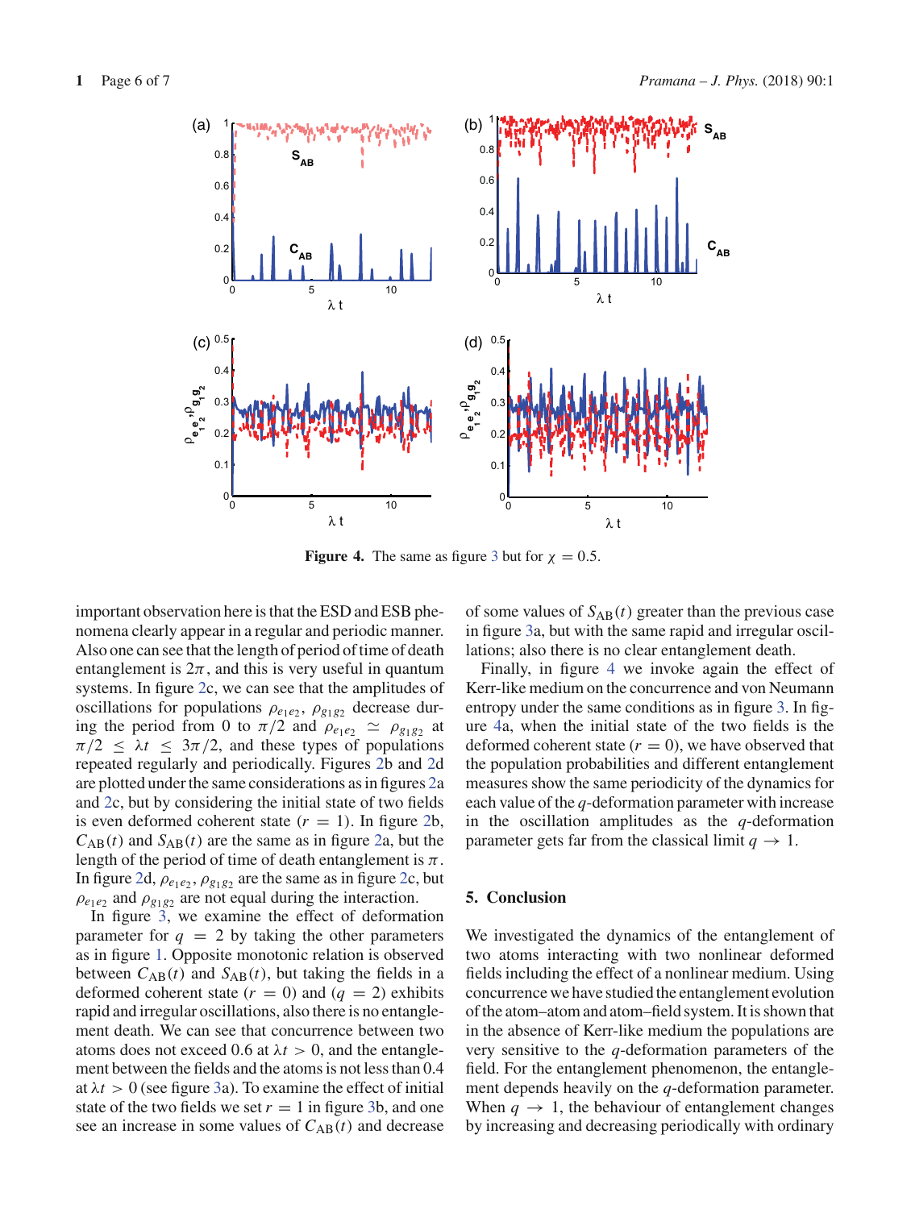**Figure 4.** The same as figure 3 but for $\chi = 0.5$.

important observation here is that the ESD and ESB phenomena clearly appear in a regular and periodic manner. Also one can see that the length of period of time of death entanglement is $2\pi$, and this is very useful in quantum systems. In figure 2c, we can see that the amplitudes of oscillations for populations $\rho_{e_1e_2}$, $\rho_{g_1g_2}$ decrease during the period from 0 to $\pi/2$ and $\rho_{e_1e_2} \simeq \rho_{g_1g_2}$ at $\pi/2 \leq \lambda t \leq 3\pi/2$, and these types of populations repeated regularly and periodically. Figures 2b and 2d are plotted under the same considerations as in figures 2a and 2c, but by considering the initial state of two fields is even deformed coherent state ($r = 1$). In figure 2b, $C_{AB}(t)$ and $S_{AB}(t)$ are the same as in figure 2a, but the length of the period of time of death entanglement is $\pi$. In figure 2d, $\rho_{e_1e_2}$, $\rho_{g_1g_2}$ are the same as in figure 2c, but $\rho_{e_1e_2}$ and $\rho_{g_1g_2}$ are not equal during the interaction.

In figure 3, we examine the effect of deformation parameter for $q = 2$ by taking the other parameters as in figure 1. Opposite monotonic relation is observed between $C_{AB}(t)$ and $S_{AB}(t)$, but taking the fields in a deformed coherent state ($r = 0$) and ($q = 2$) exhibits rapid and irregular oscillations, also there is no entanglement death. We can see that concurrence between two atoms does not exceed 0.6 at $\lambda t > 0$, and the entanglement between the fields and the atoms is not less than 0.4 at $\lambda t > 0$ (see figure 3a). To examine the effect of initial state of the two fields we set $r = 1$ in figure 3b, and one see an increase in some values of $C_{AB}(t)$ and decrease of some values of $S_{AB}(t)$ greater than the previous case in figure 3a, but with the same rapid and irregular oscillations; also there is no clear entanglement death.

Finally, in figure 4 we invoke again the effect of Kerr-like medium on the concurrence and von Neumann entropy under the same conditions as in figure 3. In figure 4a, when the initial state of the two fields is the deformed coherent state ($r = 0$), we have observed that the population probabilities and different entanglement measures show the same periodicity of the dynamics for each value of the $q$-deformation parameter with increase in the oscillation amplitudes as the $q$-deformation parameter gets far from the classical limit $q \to 1$.

## 5. Conclusion

We investigated the dynamics of the entanglement of two atoms interacting with two nonlinear deformed fields including the effect of a nonlinear medium. Using concurrence we have studied the entanglement evolution of the atom–atom and atom–field system. It is shown that in the absence of Kerr-like medium the populations are very sensitive to the $q$-deformation parameters of the field. For the entanglement phenomenon, the entanglement depends heavily on the $q$-deformation parameter. When $q \to 1$, the behaviour of entanglement changes by increasing and decreasing periodically with ordinary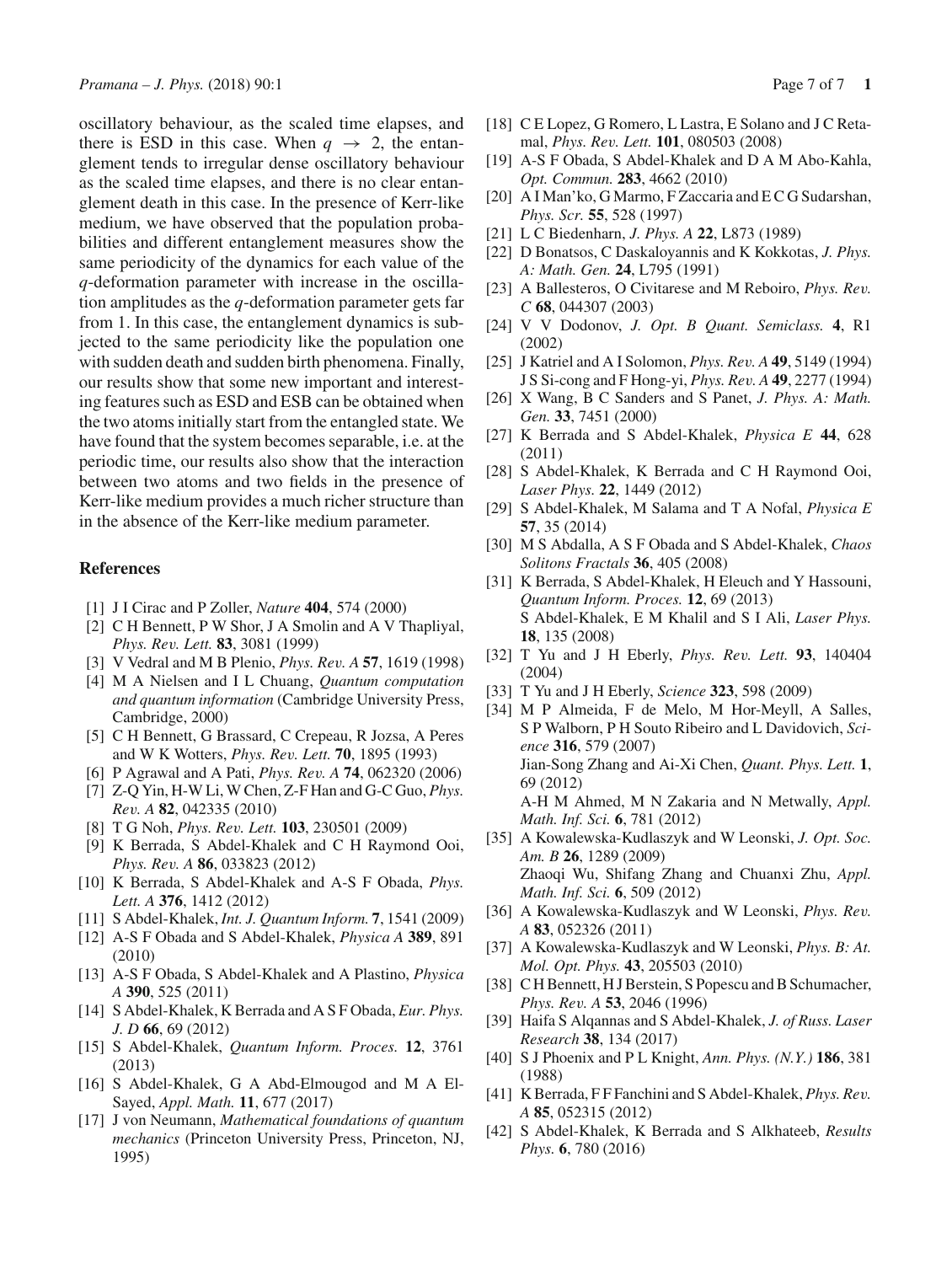oscillatory behaviour, as the scaled time elapses, and there is ESD in this case. When $q \rightarrow 2$, the entanglement tends to irregular dense oscillatory behaviour as the scaled time elapses, and there is no clear entanglement death in this case. In the presence of Kerr-like medium, we have observed that the population probabilities and different entanglement measures show the same periodicity of the dynamics for each value of the $q$-deformation parameter with increase in the oscillation amplitudes as the $q$-deformation parameter gets far from 1. In this case, the entanglement dynamics is subjected to the same periodicity like the population one with sudden death and sudden birth phenomena. Finally, our results show that some new important and interesting features such as ESD and ESB can be obtained when the two atoms initially start from the entangled state. We have found that the system becomes separable, i.e. at the periodic time, our results also show that the interaction between two atoms and two fields in the presence of Kerr-like medium provides a much richer structure than in the absence of the Kerr-like medium parameter.

## References

[1] J I Cirac and P Zoller, *Nature* **404**, 574 (2000)

[2] C H Bennett, P W Shor, J A Smolin and A V Thapliyal, *Phys. Rev. Lett.* **83**, 3081 (1999)

[3] V Vedral and M B Plenio, *Phys. Rev. A* **57**, 1619 (1998)

[4] M A Nielsen and I L Chuang, *Quantum computation and quantum information* (Cambridge University Press, Cambridge, 2000)

[5] C H Bennett, G Brassard, C Crepeau, R Jozsa, A Peres and W K Wotters, *Phys. Rev. Lett.* **70**, 1895 (1993)

[6] P Agrawal and A Pati, *Phys. Rev. A* **74**, 062320 (2006)

[7] Z-Q Yin, H-W Li, W Chen, Z-F Han and G-C Guo, *Phys. Rev. A* **82**, 042335 (2010)

[8] T G Noh, *Phys. Rev. Lett.* **103**, 230501 (2009)

[9] K Berrada, S Abdel-Khalek and C H Raymond Ooi, *Phys. Rev. A* **86**, 033823 (2012)

[10] K Berrada, S Abdel-Khalek and A-S F Obada, *Phys. Lett. A* **376**, 1412 (2012)

[11] S Abdel-Khalek, *Int. J. Quantum Inform.* **7**, 1541 (2009)

[12] A-S F Obada and S Abdel-Khalek, *Physica A* **389**, 891 (2010)

[13] A-S F Obada, S Abdel-Khalek and A Plastino, *Physica A* **390**, 525 (2011)

[14] S Abdel-Khalek, K Berrada and A S F Obada, *Eur. Phys. J. D* **66**, 69 (2012)

[15] S Abdel-Khalek, *Quantum Inform. Proces.* **12**, 3761 (2013)

[16] S Abdel-Khalek, G A Abd-Elmougod and M A El-Sayed, *Appl. Math.* **11**, 677 (2017)

[17] J von Neumann, *Mathematical foundations of quantum mechanics* (Princeton University Press, Princeton, NJ, 1995)

[18] C E Lopez, G Romero, L Lastra, E Solano and J C Retamal, *Phys. Rev. Lett.* **101**, 080503 (2008)

[19] A-S F Obada, S Abdel-Khalek and D A M Abo-Kahla, *Opt. Commun.* **283**, 4662 (2010)

[20] A I Man'ko, G Marmo, F Zaccaria and E C G Sudarshan, *Phys. Scr.* **55**, 528 (1997)

[21] L C Biedenharn, *J. Phys. A* **22**, L873 (1989)

[22] D Bonatsos, C Daskaloyannis and K Kokkotas, *J. Phys. A: Math. Gen.* **24**, L795 (1991)

[23] A Ballesteros, O Civitarese and M Reboiro, *Phys. Rev. C* **68**, 044307 (2003)

[24] V V Dodonov, *J. Opt. B Quant. Semiclass.* **4**, R1 (2002)

[25] J Katriel and A I Solomon, *Phys. Rev. A* **49**, 5149 (1994)
J S Si-cong and F Hong-yi, *Phys. Rev. A* **49**, 2277 (1994)

[26] X Wang, B C Sanders and S Panet, *J. Phys. A: Math. Gen.* **33**, 7451 (2000)

[27] K Berrada and S Abdel-Khalek, *Physica E* **44**, 628 (2011)

[28] S Abdel-Khalek, K Berrada and C H Raymond Ooi, *Laser Phys.* **22**, 1449 (2012)

[29] S Abdel-Khalek, M Salama and T A Nofal, *Physica E* **57**, 35 (2014)

[30] M S Abdalla, A S F Obada and S Abdel-Khalek, *Chaos Solitons Fractals* **36**, 405 (2008)

[31] K Berrada, S Abdel-Khalek, H Eleuch and Y Hassouni, *Quantum Inform. Proces.* **12**, 69 (2013)
S Abdel-Khalek, E M Khalil and S I Ali, *Laser Phys.* **18**, 135 (2008)

[32] T Yu and J H Eberly, *Phys. Rev. Lett.* **93**, 140404 (2004)

[33] T Yu and J H Eberly, *Science* **323**, 598 (2009)

[34] M P Almeida, F de Melo, M Hor-Meyll, A Salles, S P Walborn, P H Souto Ribeiro and L Davidovich, *Science* **316**, 579 (2007)
Jian-Song Zhang and Ai-Xi Chen, *Quant. Phys. Lett.* **1**, 69 (2012)
A-H M Ahmed, M N Zakaria and N Metwally, *Appl. Math. Inf. Sci.* **6**, 781 (2012)

[35] A Kowalewska-Kudlaszyk and W Leonski, *J. Opt. Soc. Am. B* **26**, 1289 (2009)
Zhaoqi Wu, Shifang Zhang and Chuanxi Zhu, *Appl. Math. Inf. Sci.* **6**, 509 (2012)

[36] A Kowalewska-Kudlaszyk and W Leonski, *Phys. Rev. A* **83**, 052326 (2011)

[37] A Kowalewska-Kudlaszyk and W Leonski, *Phys. B: At. Mol. Opt. Phys.* **43**, 205503 (2010)

[38] C H Bennett, H J Berstein, S Popescu and B Schumacher, *Phys. Rev. A* **53**, 2046 (1996)

[39] Haifa S Alqannas and S Abdel-Khalek, *J. of Russ. Laser Research* **38**, 134 (2017)

[40] S J Phoenix and P L Knight, *Ann. Phys. (N.Y.)* **186**, 381 (1988)

[41] K Berrada, F F Fanchini and S Abdel-Khalek, *Phys. Rev. A* **85**, 052315 (2012)

[42] S Abdel-Khalek, K Berrada and S Alkhateeb, *Results Phys.* **6**, 780 (2016)